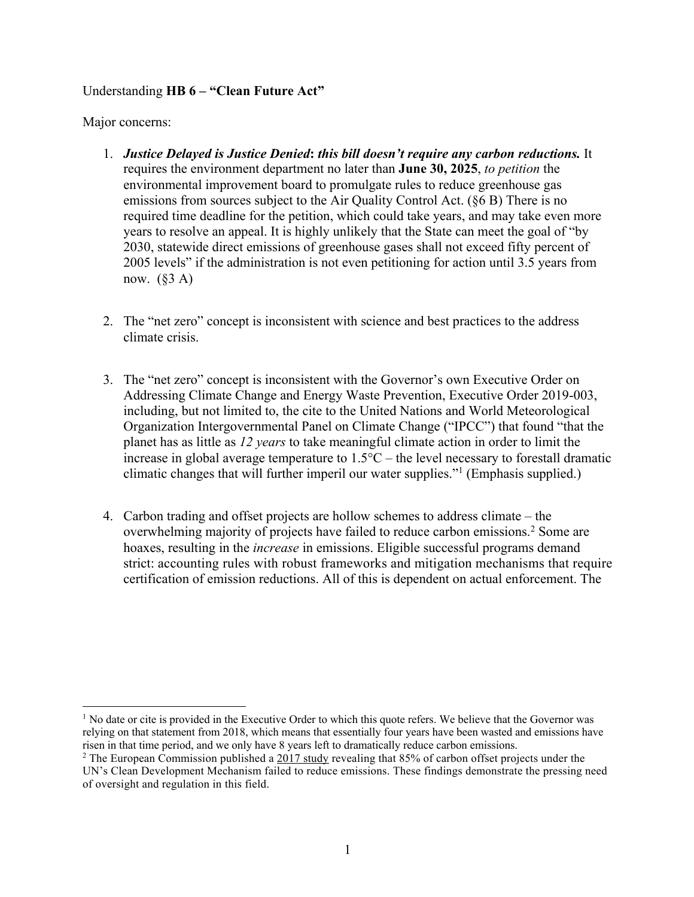Understanding **HB 6 – "Clean Future Act"**

Major concerns:

1. ***Justice Delayed is Justice Denied*****: *this bill doesn't require any carbon reductions.*** It requires the environment department no later than **June 30, 2025**, *to petition* the environmental improvement board to promulgate rules to reduce greenhouse gas emissions from sources subject to the Air Quality Control Act. (§6 B) There is no required time deadline for the petition, which could take years, and may take even more years to resolve an appeal. It is highly unlikely that the State can meet the goal of "by 2030, statewide direct emissions of greenhouse gases shall not exceed fifty percent of 2005 levels" if the administration is not even petitioning for action until 3.5 years from now. (§3 A)

2. The "net zero" concept is inconsistent with science and best practices to the address climate crisis.

3. The "net zero" concept is inconsistent with the Governor's own Executive Order on Addressing Climate Change and Energy Waste Prevention, Executive Order 2019-003, including, but not limited to, the cite to the United Nations and World Meteorological Organization Intergovernmental Panel on Climate Change ("IPCC") that found "that the planet has as little as *12 years* to take meaningful climate action in order to limit the increase in global average temperature to 1.5°C – the level necessary to forestall dramatic climatic changes that will further imperil our water supplies."[1] (Emphasis supplied.)

4. Carbon trading and offset projects are hollow schemes to address climate – the overwhelming majority of projects have failed to reduce carbon emissions.[2] Some are hoaxes, resulting in the *increase* in emissions. Eligible successful programs demand strict: accounting rules with robust frameworks and mitigation mechanisms that require certification of emission reductions. All of this is dependent on actual enforcement. The

---

[1] No date or cite is provided in the Executive Order to which this quote refers. We believe that the Governor was relying on that statement from 2018, which means that essentially four years have been wasted and emissions have risen in that time period, and we only have 8 years left to dramatically reduce carbon emissions.

[2] The European Commission published a 2017 study revealing that 85% of carbon offset projects under the UN's Clean Development Mechanism failed to reduce emissions. These findings demonstrate the pressing need of oversight and regulation in this field.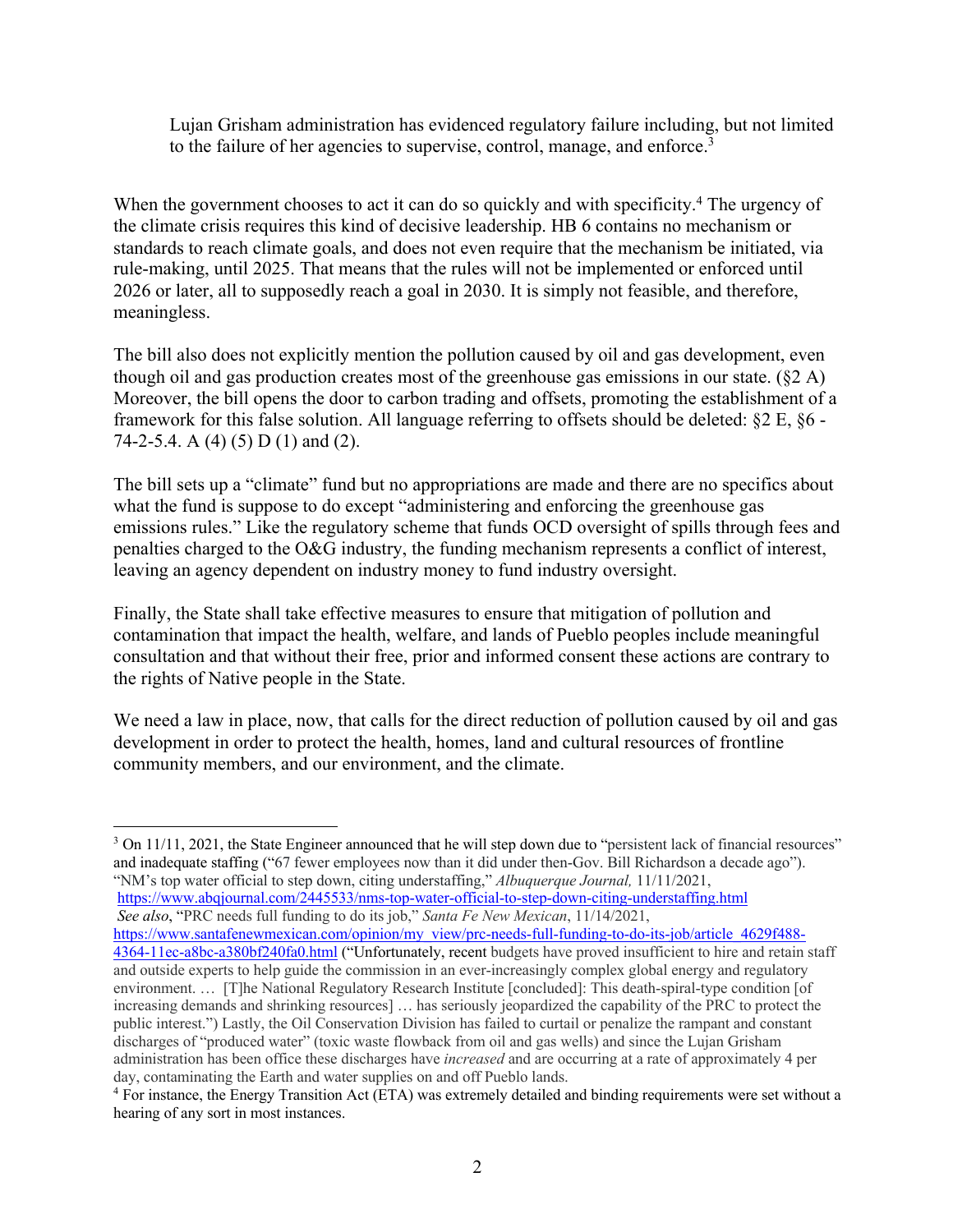Lujan Grisham administration has evidenced regulatory failure including, but not limited to the failure of her agencies to supervise, control, manage, and enforce.[3]

When the government chooses to act it can do so quickly and with specificity.[4] The urgency of the climate crisis requires this kind of decisive leadership. HB 6 contains no mechanism or standards to reach climate goals, and does not even require that the mechanism be initiated, via rule-making, until 2025. That means that the rules will not be implemented or enforced until 2026 or later, all to supposedly reach a goal in 2030. It is simply not feasible, and therefore, meaningless.

The bill also does not explicitly mention the pollution caused by oil and gas development, even though oil and gas production creates most of the greenhouse gas emissions in our state. (§2 A) Moreover, the bill opens the door to carbon trading and offsets, promoting the establishment of a framework for this false solution. All language referring to offsets should be deleted: §2 E, §6 - 74-2-5.4. A (4) (5) D (1) and (2).

The bill sets up a "climate" fund but no appropriations are made and there are no specifics about what the fund is suppose to do except "administering and enforcing the greenhouse gas emissions rules." Like the regulatory scheme that funds OCD oversight of spills through fees and penalties charged to the O&G industry, the funding mechanism represents a conflict of interest, leaving an agency dependent on industry money to fund industry oversight.

Finally, the State shall take effective measures to ensure that mitigation of pollution and contamination that impact the health, welfare, and lands of Pueblo peoples include meaningful consultation and that without their free, prior and informed consent these actions are contrary to the rights of Native people in the State.

We need a law in place, now, that calls for the direct reduction of pollution caused by oil and gas development in order to protect the health, homes, land and cultural resources of frontline community members, and our environment, and the climate.

---

[3] On 11/11, 2021, the State Engineer announced that he will step down due to "persistent lack of financial resources" and inadequate staffing ("67 fewer employees now than it did under then-Gov. Bill Richardson a decade ago"). "NM's top water official to step down, citing understaffing," *Albuquerque Journal,* 11/11/2021, https://www.abqjournal.com/2445533/nms-top-water-official-to-step-down-citing-understaffing.html *See also*, "PRC needs full funding to do its job," *Santa Fe New Mexican*, 11/14/2021, https://www.santafenewmexican.com/opinion/my_view/prc-needs-full-funding-to-do-its-job/article_4629f488-4364-11ec-a8bc-a380bf240fa0.html ("Unfortunately, recent budgets have proved insufficient to hire and retain staff and outside experts to help guide the commission in an ever-increasingly complex global energy and regulatory environment. … [T]he National Regulatory Research Institute [concluded]: This death-spiral-type condition [of increasing demands and shrinking resources] … has seriously jeopardized the capability of the PRC to protect the public interest.") Lastly, the Oil Conservation Division has failed to curtail or penalize the rampant and constant discharges of "produced water" (toxic waste flowback from oil and gas wells) and since the Lujan Grisham administration has been office these discharges have *increased* and are occurring at a rate of approximately 4 per day, contaminating the Earth and water supplies on and off Pueblo lands.

[4] For instance, the Energy Transition Act (ETA) was extremely detailed and binding requirements were set without a hearing of any sort in most instances.